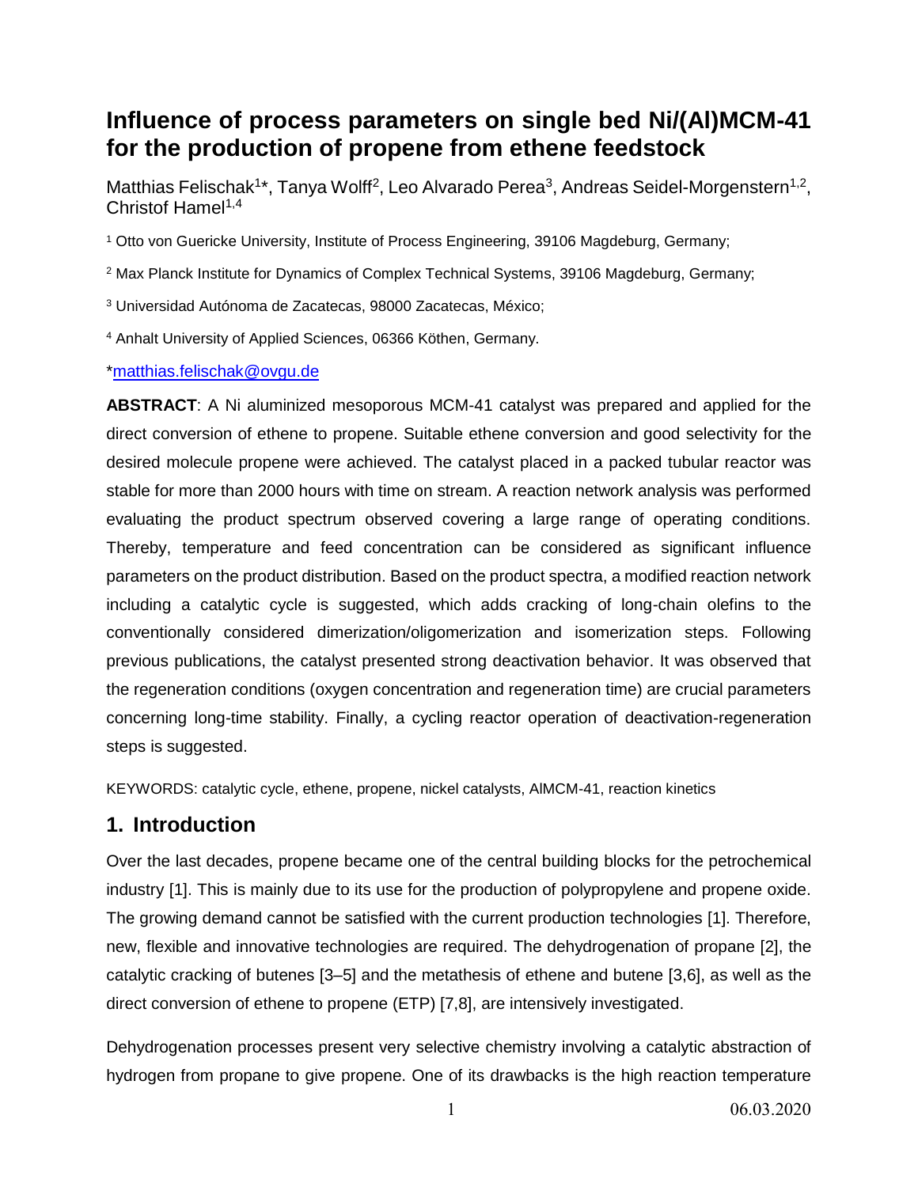# Influence of process parameters on single bed Ni/(Al)MCM-41 for the production of propene from ethene feedstock

Matthias Felischak[1]*, Tanya Wolff[2], Leo Alvarado Perea[3], Andreas Seidel-Morgenstern[1,2], Christof Hamel[1,4]

[1] Otto von Guericke University, Institute of Process Engineering, 39106 Magdeburg, Germany;

[2] Max Planck Institute for Dynamics of Complex Technical Systems, 39106 Magdeburg, Germany;

[3] Universidad Autónoma de Zacatecas, 98000 Zacatecas, México;

[4] Anhalt University of Applied Sciences, 06366 Köthen, Germany.

*matthias.felischak@ovgu.de

**ABSTRACT**: A Ni aluminized mesoporous MCM-41 catalyst was prepared and applied for the direct conversion of ethene to propene. Suitable ethene conversion and good selectivity for the desired molecule propene were achieved. The catalyst placed in a packed tubular reactor was stable for more than 2000 hours with time on stream. A reaction network analysis was performed evaluating the product spectrum observed covering a large range of operating conditions. Thereby, temperature and feed concentration can be considered as significant influence parameters on the product distribution. Based on the product spectra, a modified reaction network including a catalytic cycle is suggested, which adds cracking of long-chain olefins to the conventionally considered dimerization/oligomerization and isomerization steps. Following previous publications, the catalyst presented strong deactivation behavior. It was observed that the regeneration conditions (oxygen concentration and regeneration time) are crucial parameters concerning long-time stability. Finally, a cycling reactor operation of deactivation-regeneration steps is suggested.

KEYWORDS: catalytic cycle, ethene, propene, nickel catalysts, AlMCM-41, reaction kinetics

## 1. Introduction

Over the last decades, propene became one of the central building blocks for the petrochemical industry [1]. This is mainly due to its use for the production of polypropylene and propene oxide. The growing demand cannot be satisfied with the current production technologies [1]. Therefore, new, flexible and innovative technologies are required. The dehydrogenation of propane [2], the catalytic cracking of butenes [3–5] and the metathesis of ethene and butene [3,6], as well as the direct conversion of ethene to propene (ETP) [7,8], are intensively investigated.

Dehydrogenation processes present very selective chemistry involving a catalytic abstraction of hydrogen from propane to give propene. One of its drawbacks is the high reaction temperature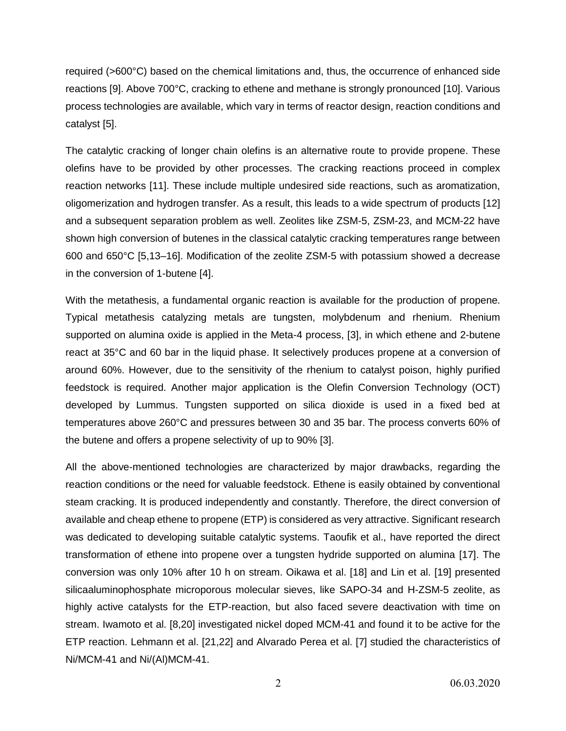required (>600°C) based on the chemical limitations and, thus, the occurrence of enhanced side reactions [9]. Above 700°C, cracking to ethene and methane is strongly pronounced [10]. Various process technologies are available, which vary in terms of reactor design, reaction conditions and catalyst [5].

The catalytic cracking of longer chain olefins is an alternative route to provide propene. These olefins have to be provided by other processes. The cracking reactions proceed in complex reaction networks [11]. These include multiple undesired side reactions, such as aromatization, oligomerization and hydrogen transfer. As a result, this leads to a wide spectrum of products [12] and a subsequent separation problem as well. Zeolites like ZSM-5, ZSM-23, and MCM-22 have shown high conversion of butenes in the classical catalytic cracking temperatures range between 600 and 650°C [5,13–16]. Modification of the zeolite ZSM-5 with potassium showed a decrease in the conversion of 1-butene [4].

With the metathesis, a fundamental organic reaction is available for the production of propene. Typical metathesis catalyzing metals are tungsten, molybdenum and rhenium. Rhenium supported on alumina oxide is applied in the Meta-4 process, [3], in which ethene and 2-butene react at 35°C and 60 bar in the liquid phase. It selectively produces propene at a conversion of around 60%. However, due to the sensitivity of the rhenium to catalyst poison, highly purified feedstock is required. Another major application is the Olefin Conversion Technology (OCT) developed by Lummus. Tungsten supported on silica dioxide is used in a fixed bed at temperatures above 260°C and pressures between 30 and 35 bar. The process converts 60% of the butene and offers a propene selectivity of up to 90% [3].

All the above-mentioned technologies are characterized by major drawbacks, regarding the reaction conditions or the need for valuable feedstock. Ethene is easily obtained by conventional steam cracking. It is produced independently and constantly. Therefore, the direct conversion of available and cheap ethene to propene (ETP) is considered as very attractive. Significant research was dedicated to developing suitable catalytic systems. Taoufik et al., have reported the direct transformation of ethene into propene over a tungsten hydride supported on alumina [17]. The conversion was only 10% after 10 h on stream. Oikawa et al. [18] and Lin et al. [19] presented silicaaluminophosphate microporous molecular sieves, like SAPO-34 and H-ZSM-5 zeolite, as highly active catalysts for the ETP-reaction, but also faced severe deactivation with time on stream. Iwamoto et al. [8,20] investigated nickel doped MCM-41 and found it to be active for the ETP reaction. Lehmann et al. [21,22] and Alvarado Perea et al. [7] studied the characteristics of Ni/MCM-41 and Ni/(Al)MCM-41.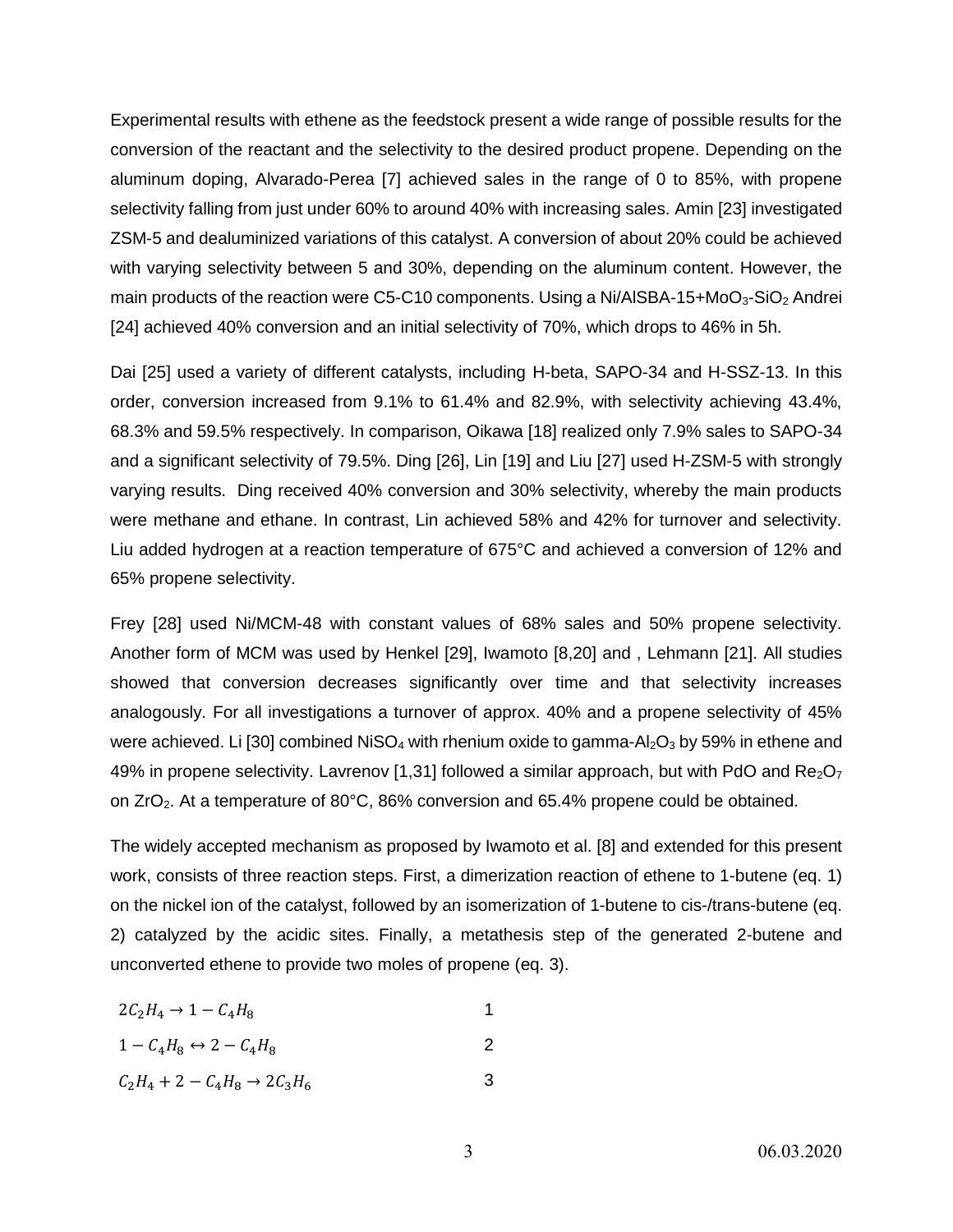Experimental results with ethene as the feedstock present a wide range of possible results for the conversion of the reactant and the selectivity to the desired product propene. Depending on the aluminum doping, Alvarado-Perea [7] achieved sales in the range of 0 to 85%, with propene selectivity falling from just under 60% to around 40% with increasing sales. Amin [23] investigated ZSM-5 and dealuminized variations of this catalyst. A conversion of about 20% could be achieved with varying selectivity between 5 and 30%, depending on the aluminum content. However, the main products of the reaction were C5-C10 components. Using a Ni/AlSBA-15+$MoO_3$-$SiO_2$ Andrei [24] achieved 40% conversion and an initial selectivity of 70%, which drops to 46% in 5h.

Dai [25] used a variety of different catalysts, including H-beta, SAPO-34 and H-SSZ-13. In this order, conversion increased from 9.1% to 61.4% and 82.9%, with selectivity achieving 43.4%, 68.3% and 59.5% respectively. In comparison, Oikawa [18] realized only 7.9% sales to SAPO-34 and a significant selectivity of 79.5%. Ding [26], Lin [19] and Liu [27] used H-ZSM-5 with strongly varying results. Ding received 40% conversion and 30% selectivity, whereby the main products were methane and ethane. In contrast, Lin achieved 58% and 42% for turnover and selectivity. Liu added hydrogen at a reaction temperature of 675°C and achieved a conversion of 12% and 65% propene selectivity.

Frey [28] used Ni/MCM-48 with constant values of 68% sales and 50% propene selectivity. Another form of MCM was used by Henkel [29], Iwamoto [8,20] and , Lehmann [21]. All studies showed that conversion decreases significantly over time and that selectivity increases analogously. For all investigations a turnover of approx. 40% and a propene selectivity of 45% were achieved. Li [30] combined $NiSO_4$ with rhenium oxide to gamma-$Al_2O_3$ by 59% in ethene and 49% in propene selectivity. Lavrenov [1,31] followed a similar approach, but with PdO and $Re_2O_7$ on $ZrO_2$. At a temperature of 80°C, 86% conversion and 65.4% propene could be obtained.

The widely accepted mechanism as proposed by Iwamoto et al. [8] and extended for this present work, consists of three reaction steps. First, a dimerization reaction of ethene to 1-butene (eq. 1) on the nickel ion of the catalyst, followed by an isomerization of 1-butene to cis-/trans-butene (eq. 2) catalyzed by the acidic sites. Finally, a metathesis step of the generated 2-butene and unconverted ethene to provide two moles of propene (eq. 3).

$$2C_2H_4 \rightarrow 1-C_4H_8 \qquad (1)$$

$$1-C_4H_8 \leftrightarrow 2-C_4H_8 \qquad (2)$$

$$C_2H_4 + 2-C_4H_8 \rightarrow 2C_3H_6 \qquad (3)$$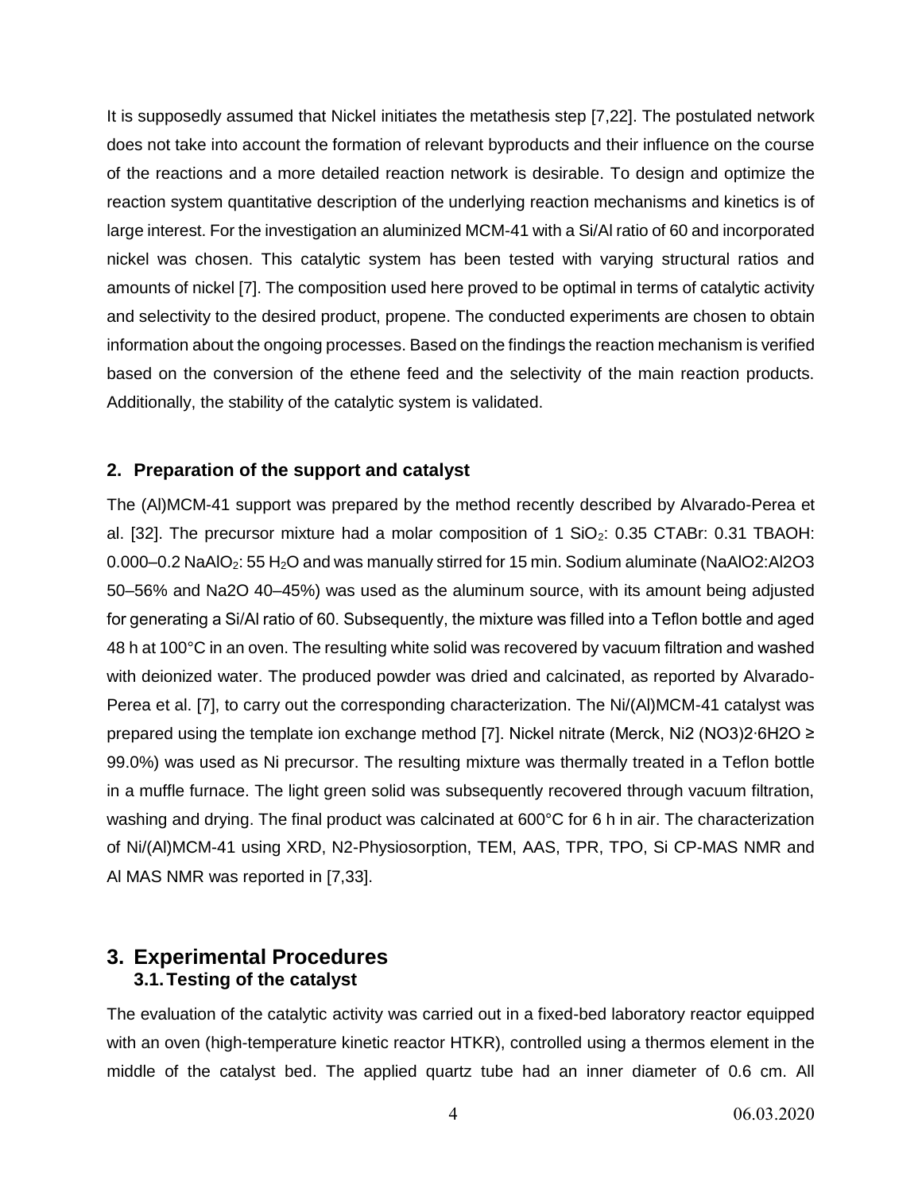It is supposedly assumed that Nickel initiates the metathesis step [7,22]. The postulated network does not take into account the formation of relevant byproducts and their influence on the course of the reactions and a more detailed reaction network is desirable. To design and optimize the reaction system quantitative description of the underlying reaction mechanisms and kinetics is of large interest. For the investigation an aluminized MCM-41 with a Si/Al ratio of 60 and incorporated nickel was chosen. This catalytic system has been tested with varying structural ratios and amounts of nickel [7]. The composition used here proved to be optimal in terms of catalytic activity and selectivity to the desired product, propene. The conducted experiments are chosen to obtain information about the ongoing processes. Based on the findings the reaction mechanism is verified based on the conversion of the ethene feed and the selectivity of the main reaction products. Additionally, the stability of the catalytic system is validated.

## 2. Preparation of the support and catalyst

The (Al)MCM-41 support was prepared by the method recently described by Alvarado-Perea et al. [32]. The precursor mixture had a molar composition of 1 $SiO_2$: 0.35 CTABr: 0.31 TBAOH: 0.000–0.2 $NaAlO_2$: 55 $H_2O$ and was manually stirred for 15 min. Sodium aluminate ($NaAlO_2$:$Al_2O_3$ 50–56% and $Na_2O$ 40–45%) was used as the aluminum source, with its amount being adjusted for generating a Si/Al ratio of 60. Subsequently, the mixture was filled into a Teflon bottle and aged 48 h at 100°C in an oven. The resulting white solid was recovered by vacuum filtration and washed with deionized water. The produced powder was dried and calcinated, as reported by Alvarado-Perea et al. [7], to carry out the corresponding characterization. The Ni/(Al)MCM-41 catalyst was prepared using the template ion exchange method [7]. Nickel nitrate (Merck, $Ni_2(NO_3)_2{\cdot}6H_2O$ ≥ 99.0%) was used as Ni precursor. The resulting mixture was thermally treated in a Teflon bottle in a muffle furnace. The light green solid was subsequently recovered through vacuum filtration, washing and drying. The final product was calcinated at 600°C for 6 h in air. The characterization of Ni/(Al)MCM-41 using XRD, $N_2$-Physiosorption, TEM, AAS, TPR, TPO, Si CP-MAS NMR and Al MAS NMR was reported in [7,33].

## 3. Experimental Procedures

### 3.1. Testing of the catalyst

The evaluation of the catalytic activity was carried out in a fixed-bed laboratory reactor equipped with an oven (high-temperature kinetic reactor HTKR), controlled using a thermos element in the middle of the catalyst bed. The applied quartz tube had an inner diameter of 0.6 cm. All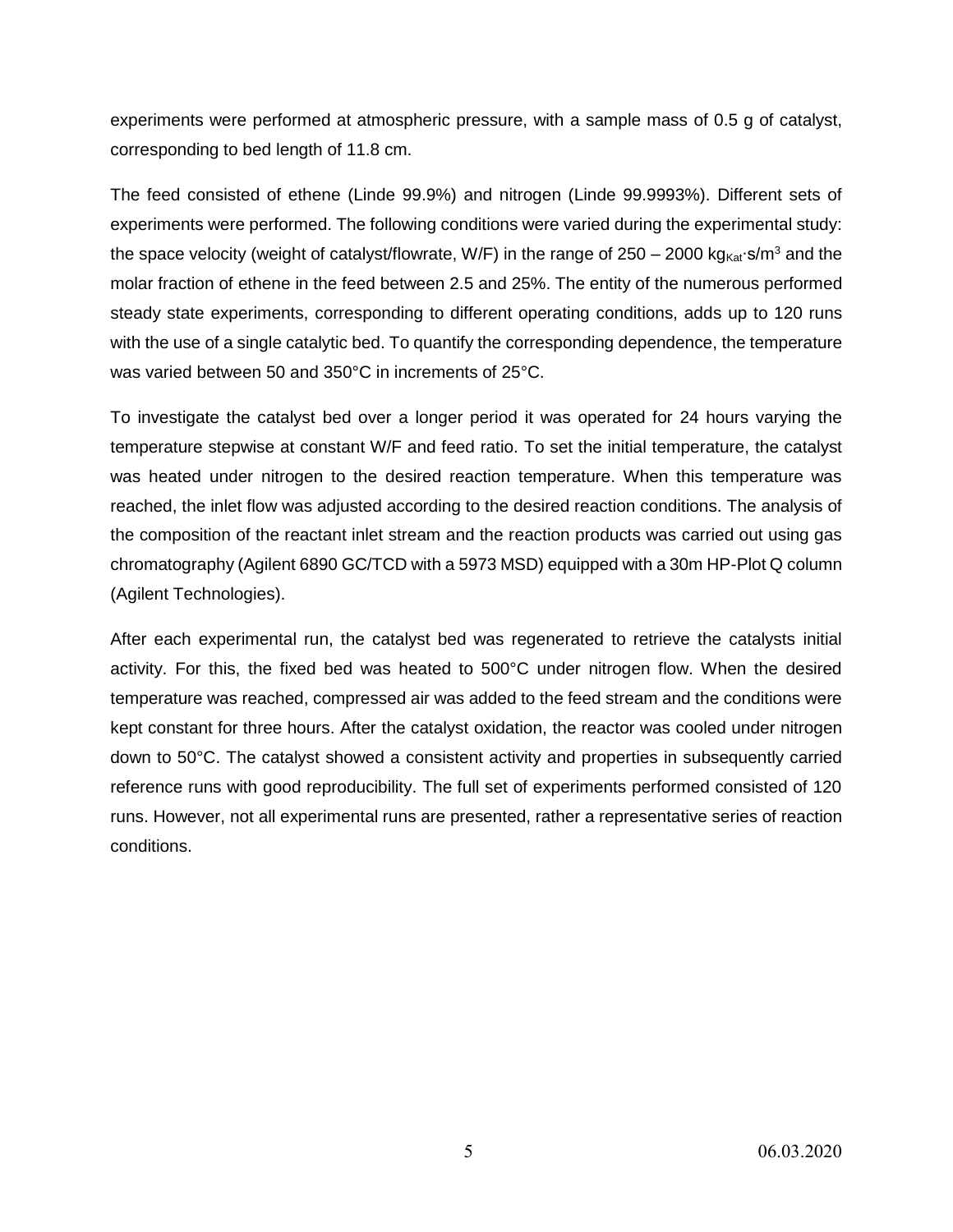experiments were performed at atmospheric pressure, with a sample mass of 0.5 g of catalyst, corresponding to bed length of 11.8 cm.

The feed consisted of ethene (Linde 99.9%) and nitrogen (Linde 99.9993%). Different sets of experiments were performed. The following conditions were varied during the experimental study: the space velocity (weight of catalyst/flowrate, W/F) in the range of 250 – 2000 $kg_{Kat}{\cdot}s/m^3$ and the molar fraction of ethene in the feed between 2.5 and 25%. The entity of the numerous performed steady state experiments, corresponding to different operating conditions, adds up to 120 runs with the use of a single catalytic bed. To quantify the corresponding dependence, the temperature was varied between 50 and 350°C in increments of 25°C.

To investigate the catalyst bed over a longer period it was operated for 24 hours varying the temperature stepwise at constant W/F and feed ratio. To set the initial temperature, the catalyst was heated under nitrogen to the desired reaction temperature. When this temperature was reached, the inlet flow was adjusted according to the desired reaction conditions. The analysis of the composition of the reactant inlet stream and the reaction products was carried out using gas chromatography (Agilent 6890 GC/TCD with a 5973 MSD) equipped with a 30m HP-Plot Q column (Agilent Technologies).

After each experimental run, the catalyst bed was regenerated to retrieve the catalysts initial activity. For this, the fixed bed was heated to 500°C under nitrogen flow. When the desired temperature was reached, compressed air was added to the feed stream and the conditions were kept constant for three hours. After the catalyst oxidation, the reactor was cooled under nitrogen down to 50°C. The catalyst showed a consistent activity and properties in subsequently carried reference runs with good reproducibility. The full set of experiments performed consisted of 120 runs. However, not all experimental runs are presented, rather a representative series of reaction conditions.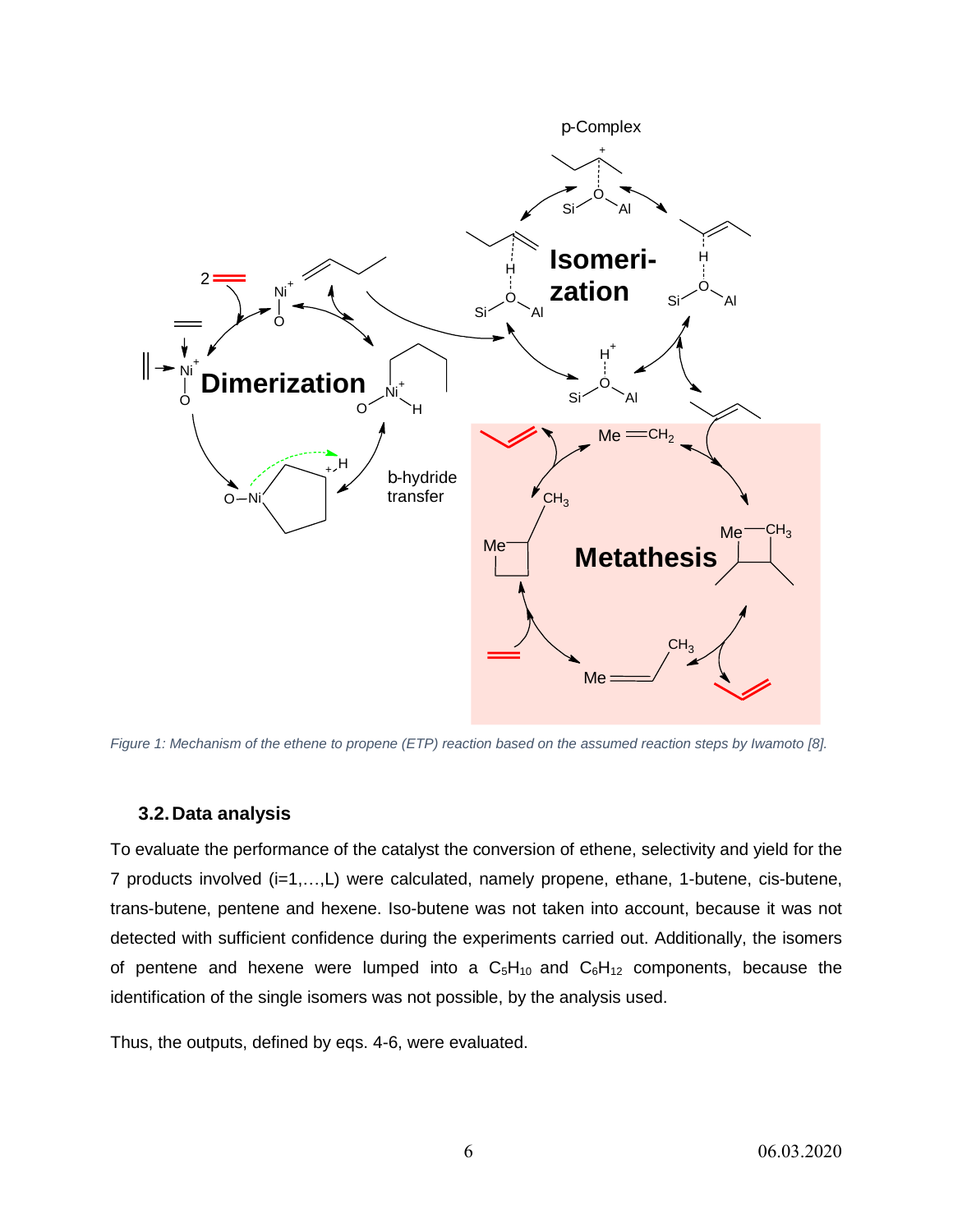Figure 1: Mechanism of the ethene to propene (ETP) reaction based on the assumed reaction steps by Iwamoto [8].

### 3.2. Data analysis

To evaluate the performance of the catalyst the conversion of ethene, selectivity and yield for the 7 products involved (i=1,…,L) were calculated, namely propene, ethane, 1-butene, cis-butene, trans-butene, pentene and hexene. Iso-butene was not taken into account, because it was not detected with sufficient confidence during the experiments carried out. Additionally, the isomers of pentene and hexene were lumped into a $C_5H_{10}$ and $C_6H_{12}$ components, because the identification of the single isomers was not possible, by the analysis used.

Thus, the outputs, defined by eqs. 4-6, were evaluated.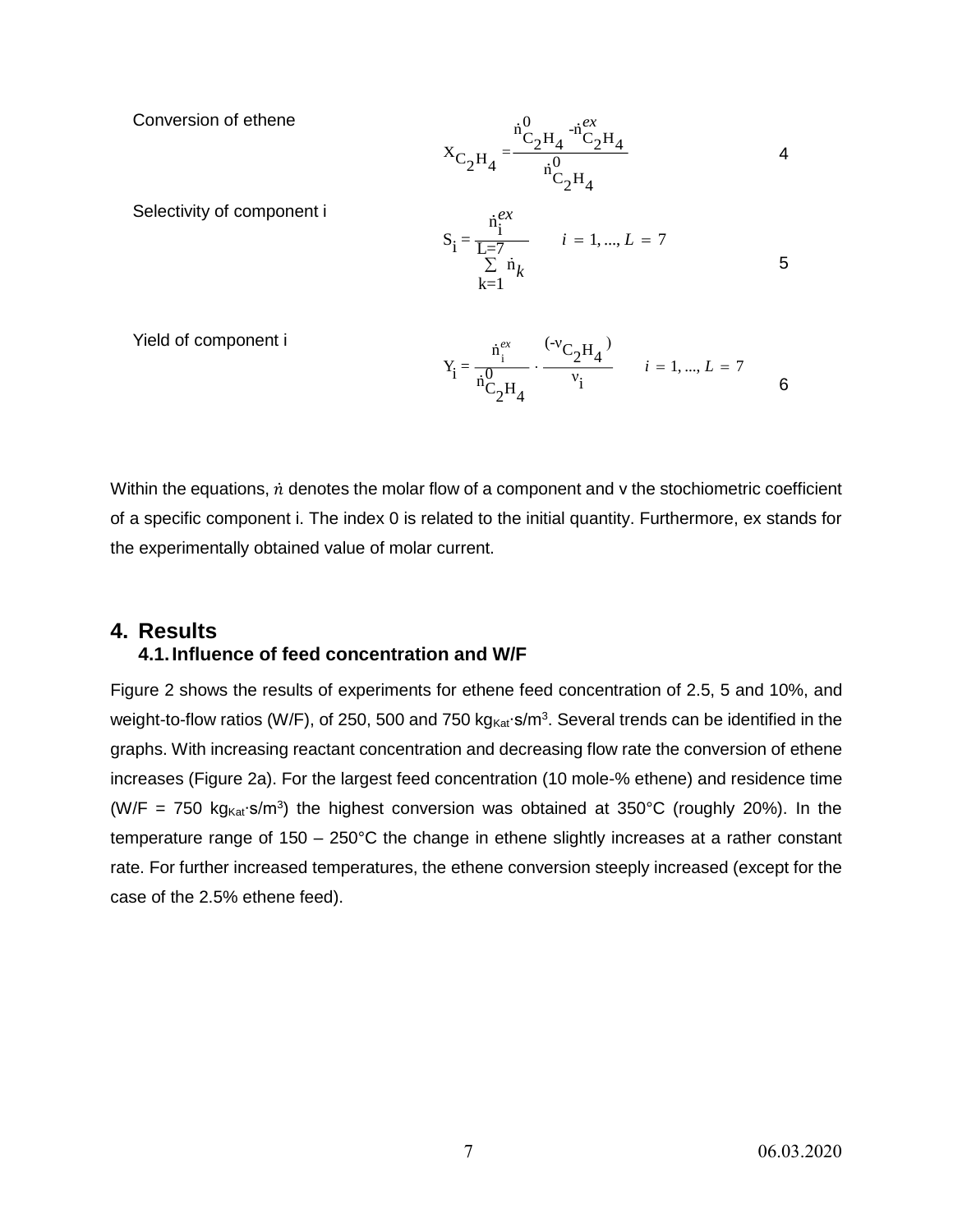Conversion of ethene

$$X_{C_2H_4} = \frac{\dot{n}^0_{C_2H_4} - \dot{n}^{ex}_{C_2H_4}}{\dot{n}^0_{C_2H_4}} \quad (4)$$

Selectivity of component i

$$S_i = \frac{\dot{n}^{ex}_i}{\sum_{k=1}^{L=7} \dot{n}_k} \qquad i = 1, ..., L = 7 \quad (5)$$

Yield of component i

$$Y_i = \frac{\dot{n}^{ex}_i}{\dot{n}^0_{C_2H_4}} \cdot \frac{(-\nu_{C_2H_4})}{\nu_i} \qquad i = 1, ..., L = 7 \quad (6)$$

Within the equations, $\dot{n}$ denotes the molar flow of a component and ν the stochiometric coefficient of a specific component i. The index 0 is related to the initial quantity. Furthermore, ex stands for the experimentally obtained value of molar current.

# 4. Results

## 4.1. Influence of feed concentration and W/F

Figure 2 shows the results of experiments for ethene feed concentration of 2.5, 5 and 10%, and weight-to-flow ratios (W/F), of 250, 500 and 750 $kg_{Kat}\cdot s/m^3$. Several trends can be identified in the graphs. With increasing reactant concentration and decreasing flow rate the conversion of ethene increases (Figure 2a). For the largest feed concentration (10 mole-% ethene) and residence time (W/F = 750 $kg_{Kat}\cdot s/m^3$) the highest conversion was obtained at 350°C (roughly 20%). In the temperature range of 150 – 250°C the change in ethene slightly increases at a rather constant rate. For further increased temperatures, the ethene conversion steeply increased (except for the case of the 2.5% ethene feed).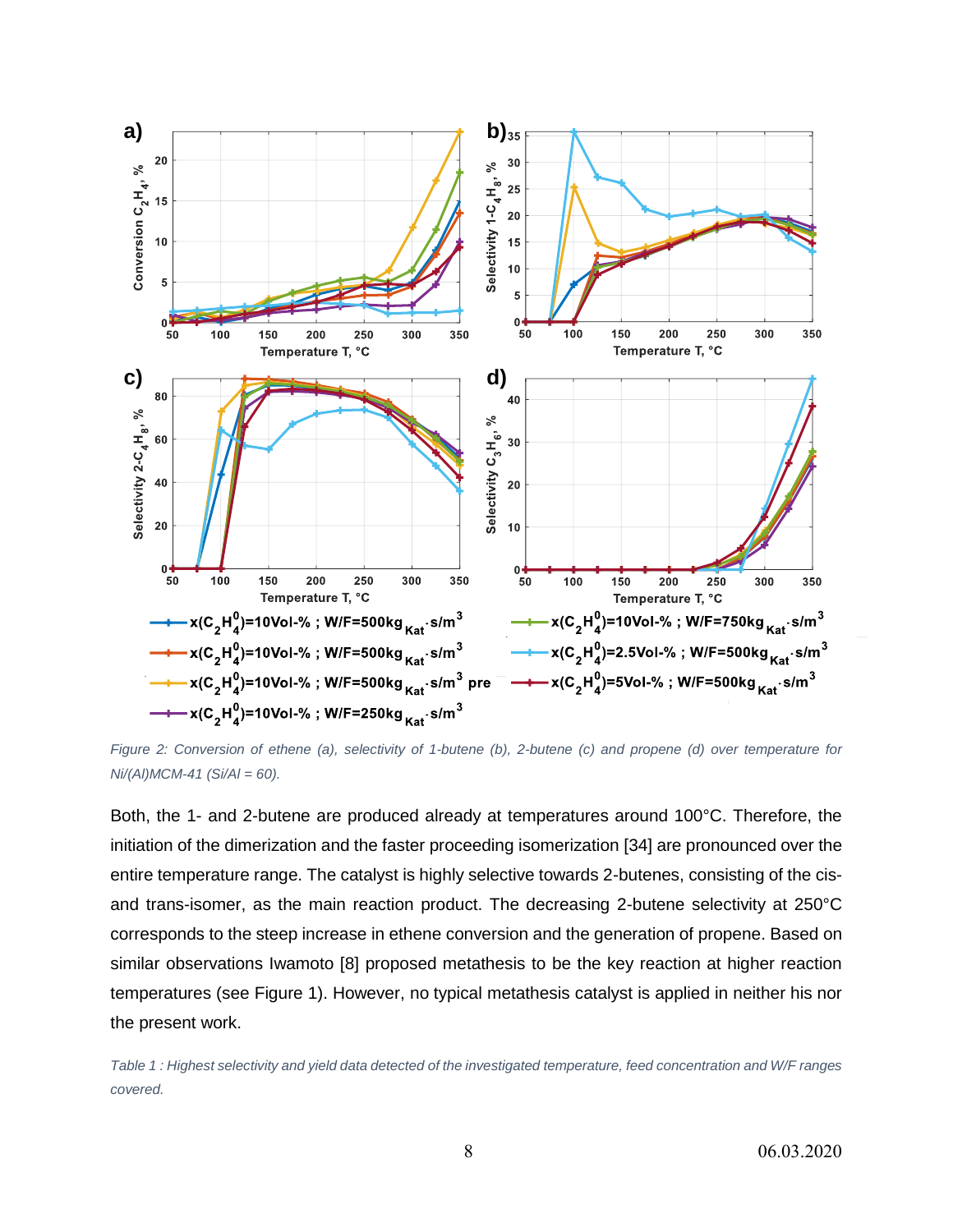Figure 2: Conversion of ethene (a), selectivity of 1-butene (b), 2-butene (c) and propene (d) over temperature for Ni/(Al)MCM-41 (Si/Al = 60).

Both, the 1- and 2-butene are produced already at temperatures around 100°C. Therefore, the initiation of the dimerization and the faster proceeding isomerization [34] are pronounced over the entire temperature range. The catalyst is highly selective towards 2-butenes, consisting of the cis- and trans-isomer, as the main reaction product. The decreasing 2-butene selectivity at 250°C corresponds to the steep increase in ethene conversion and the generation of propene. Based on similar observations Iwamoto [8] proposed metathesis to be the key reaction at higher reaction temperatures (see Figure 1). However, no typical metathesis catalyst is applied in neither his nor the present work.

*Table 1 : Highest selectivity and yield data detected of the investigated temperature, feed concentration and W/F ranges covered.*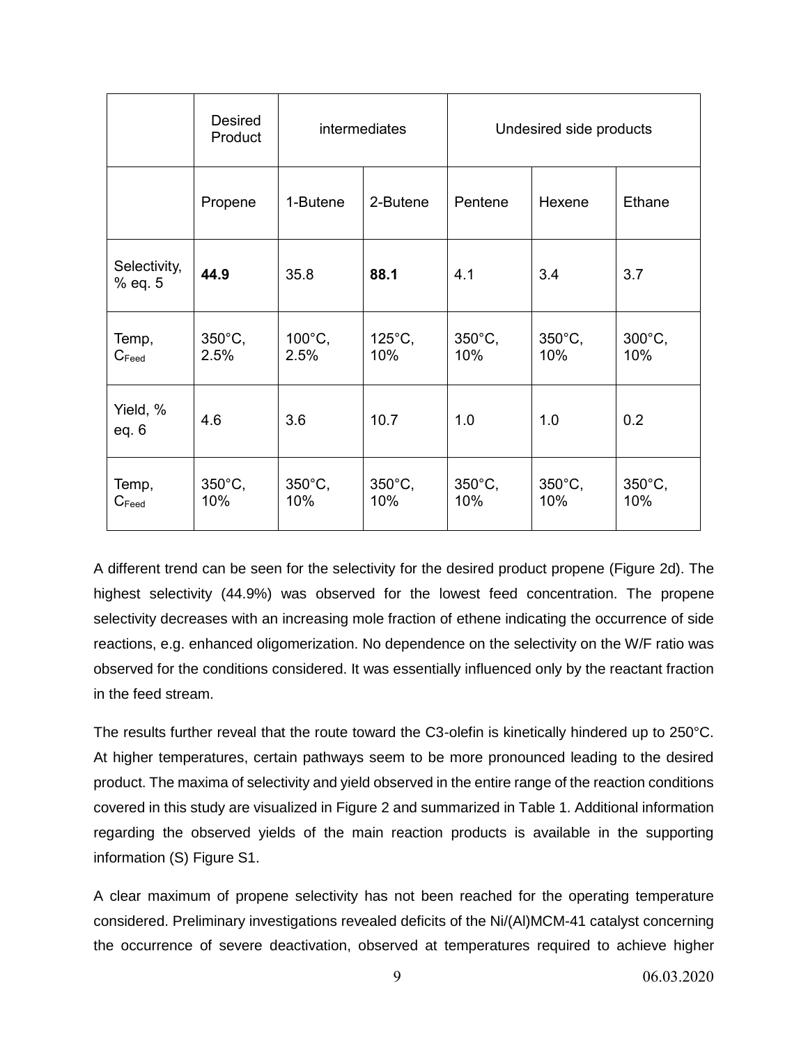| | Desired Product | intermediates | | Undesired side products | | |
|---|---|---|---|---|---|---|
| | Propene | 1-Butene | 2-Butene | Pentene | Hexene | Ethane |
| Selectivity, % eq. 5 | **44.9** | 35.8 | **88.1** | 4.1 | 3.4 | 3.7 |
| Temp, $C_{Feed}$ | 350°C, 2.5% | 100°C, 2.5% | 125°C, 10% | 350°C, 10% | 350°C, 10% | 300°C, 10% |
| Yield, % eq. 6 | 4.6 | 3.6 | 10.7 | 1.0 | 1.0 | 0.2 |
| Temp, $C_{Feed}$ | 350°C, 10% | 350°C, 10% | 350°C, 10% | 350°C, 10% | 350°C, 10% | 350°C, 10% |

A different trend can be seen for the selectivity for the desired product propene (Figure 2d). The highest selectivity (44.9%) was observed for the lowest feed concentration. The propene selectivity decreases with an increasing mole fraction of ethene indicating the occurrence of side reactions, e.g. enhanced oligomerization. No dependence on the selectivity on the W/F ratio was observed for the conditions considered. It was essentially influenced only by the reactant fraction in the feed stream.

The results further reveal that the route toward the C3-olefin is kinetically hindered up to 250°C. At higher temperatures, certain pathways seem to be more pronounced leading to the desired product. The maxima of selectivity and yield observed in the entire range of the reaction conditions covered in this study are visualized in Figure 2 and summarized in Table 1. Additional information regarding the observed yields of the main reaction products is available in the supporting information (S) Figure S1.

A clear maximum of propene selectivity has not been reached for the operating temperature considered. Preliminary investigations revealed deficits of the Ni/(Al)MCM-41 catalyst concerning the occurrence of severe deactivation, observed at temperatures required to achieve higher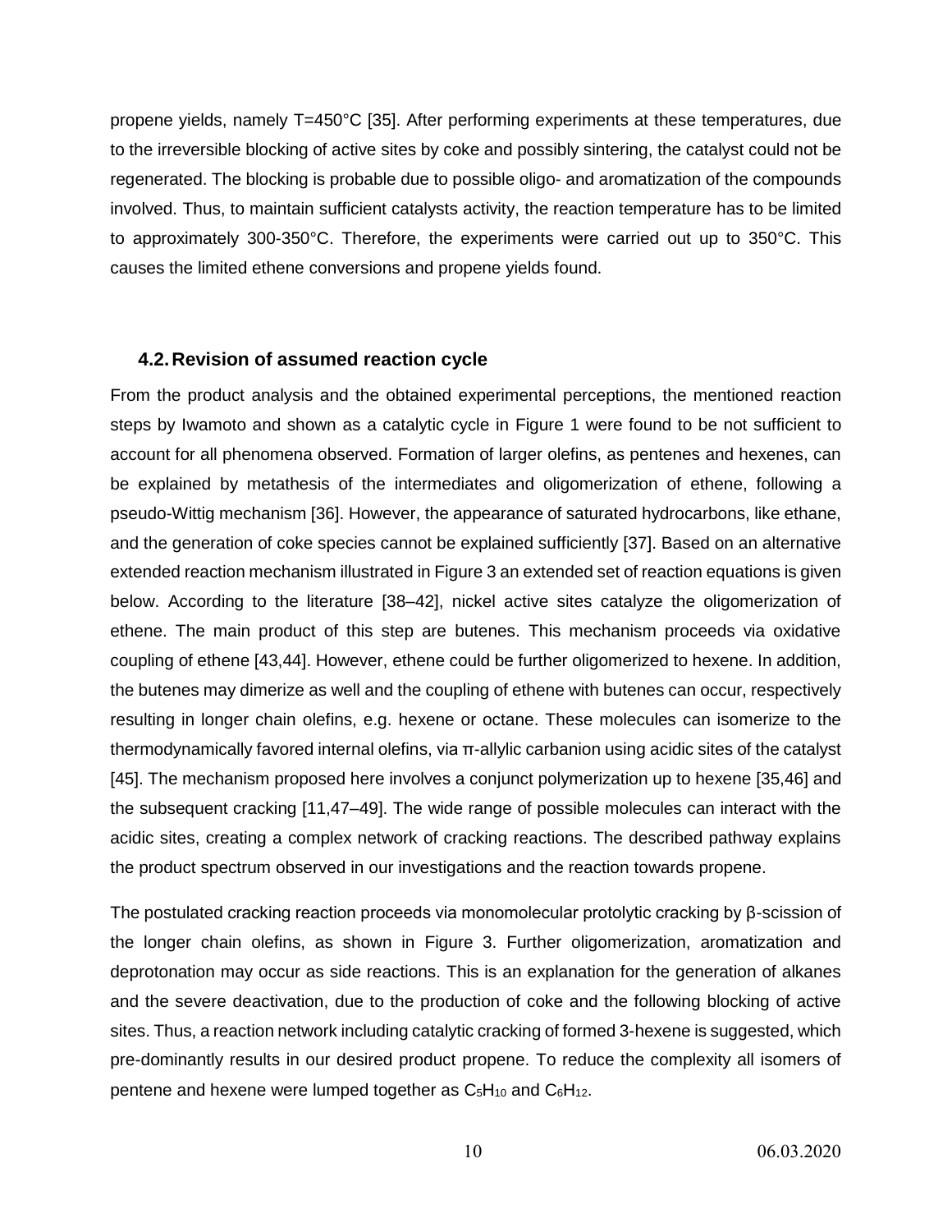propene yields, namely T=450°C [35]. After performing experiments at these temperatures, due to the irreversible blocking of active sites by coke and possibly sintering, the catalyst could not be regenerated. The blocking is probable due to possible oligo- and aromatization of the compounds involved. Thus, to maintain sufficient catalysts activity, the reaction temperature has to be limited to approximately 300-350°C. Therefore, the experiments were carried out up to 350°C. This causes the limited ethene conversions and propene yields found.

### 4.2. Revision of assumed reaction cycle

From the product analysis and the obtained experimental perceptions, the mentioned reaction steps by Iwamoto and shown as a catalytic cycle in Figure 1 were found to be not sufficient to account for all phenomena observed. Formation of larger olefins, as pentenes and hexenes, can be explained by metathesis of the intermediates and oligomerization of ethene, following a pseudo-Wittig mechanism [36]. However, the appearance of saturated hydrocarbons, like ethane, and the generation of coke species cannot be explained sufficiently [37]. Based on an alternative extended reaction mechanism illustrated in Figure 3 an extended set of reaction equations is given below. According to the literature [38–42], nickel active sites catalyze the oligomerization of ethene. The main product of this step are butenes. This mechanism proceeds via oxidative coupling of ethene [43,44]. However, ethene could be further oligomerized to hexene. In addition, the butenes may dimerize as well and the coupling of ethene with butenes can occur, respectively resulting in longer chain olefins, e.g. hexene or octane. These molecules can isomerize to the thermodynamically favored internal olefins, via π-allylic carbanion using acidic sites of the catalyst [45]. The mechanism proposed here involves a conjunct polymerization up to hexene [35,46] and the subsequent cracking [11,47–49]. The wide range of possible molecules can interact with the acidic sites, creating a complex network of cracking reactions. The described pathway explains the product spectrum observed in our investigations and the reaction towards propene.

The postulated cracking reaction proceeds via monomolecular protolytic cracking by β-scission of the longer chain olefins, as shown in Figure 3. Further oligomerization, aromatization and deprotonation may occur as side reactions. This is an explanation for the generation of alkanes and the severe deactivation, due to the production of coke and the following blocking of active sites. Thus, a reaction network including catalytic cracking of formed 3-hexene is suggested, which pre-dominantly results in our desired product propene. To reduce the complexity all isomers of pentene and hexene were lumped together as $C_5H_{10}$ and $C_6H_{12}$.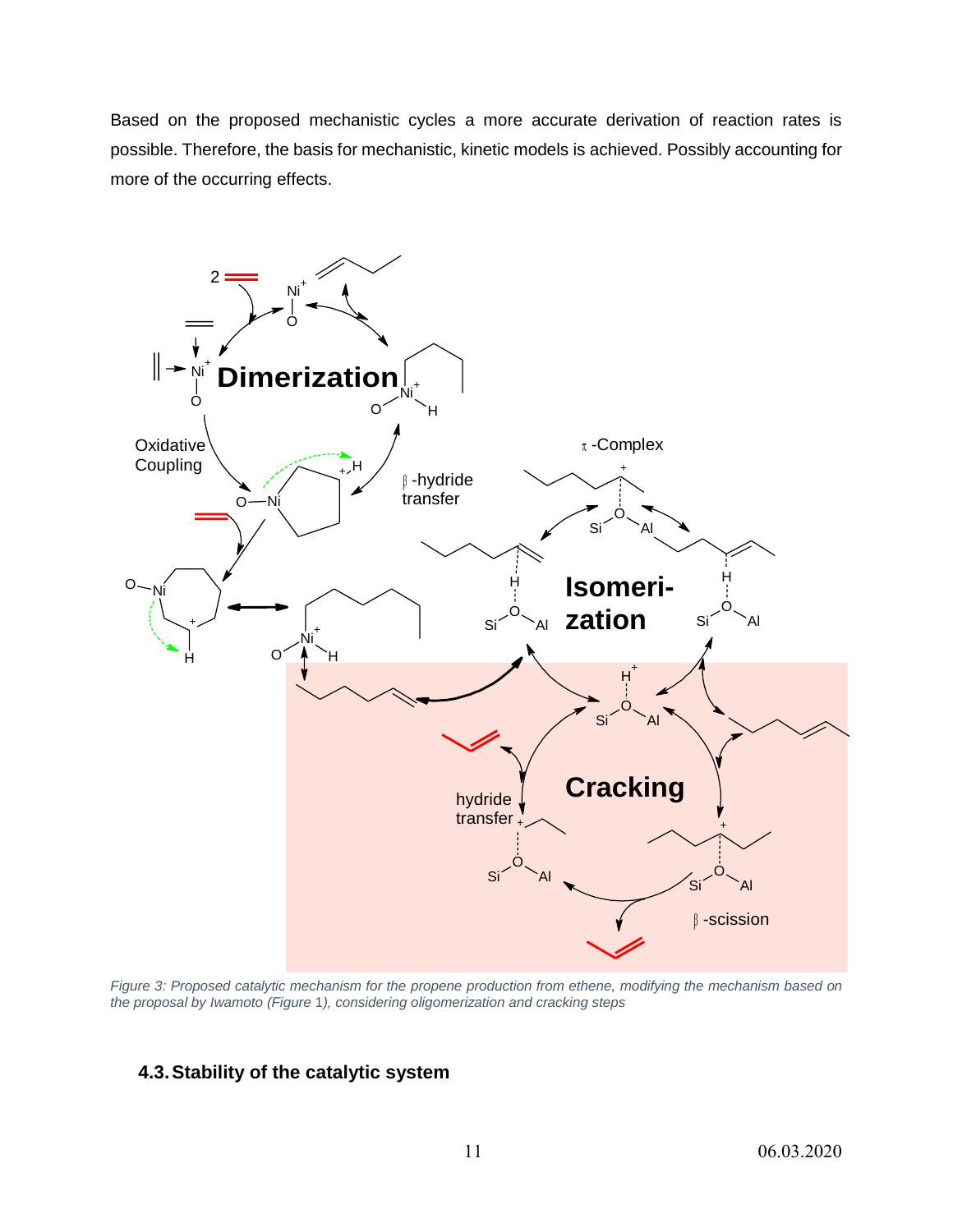Based on the proposed mechanistic cycles a more accurate derivation of reaction rates is possible. Therefore, the basis for mechanistic, kinetic models is achieved. Possibly accounting for more of the occurring effects.

*Figure 3: Proposed catalytic mechanism for the propene production from ethene, modifying the mechanism based on the proposal by Iwamoto (Figure 1), considering oligomerization and cracking steps*

### 4.3. Stability of the catalytic system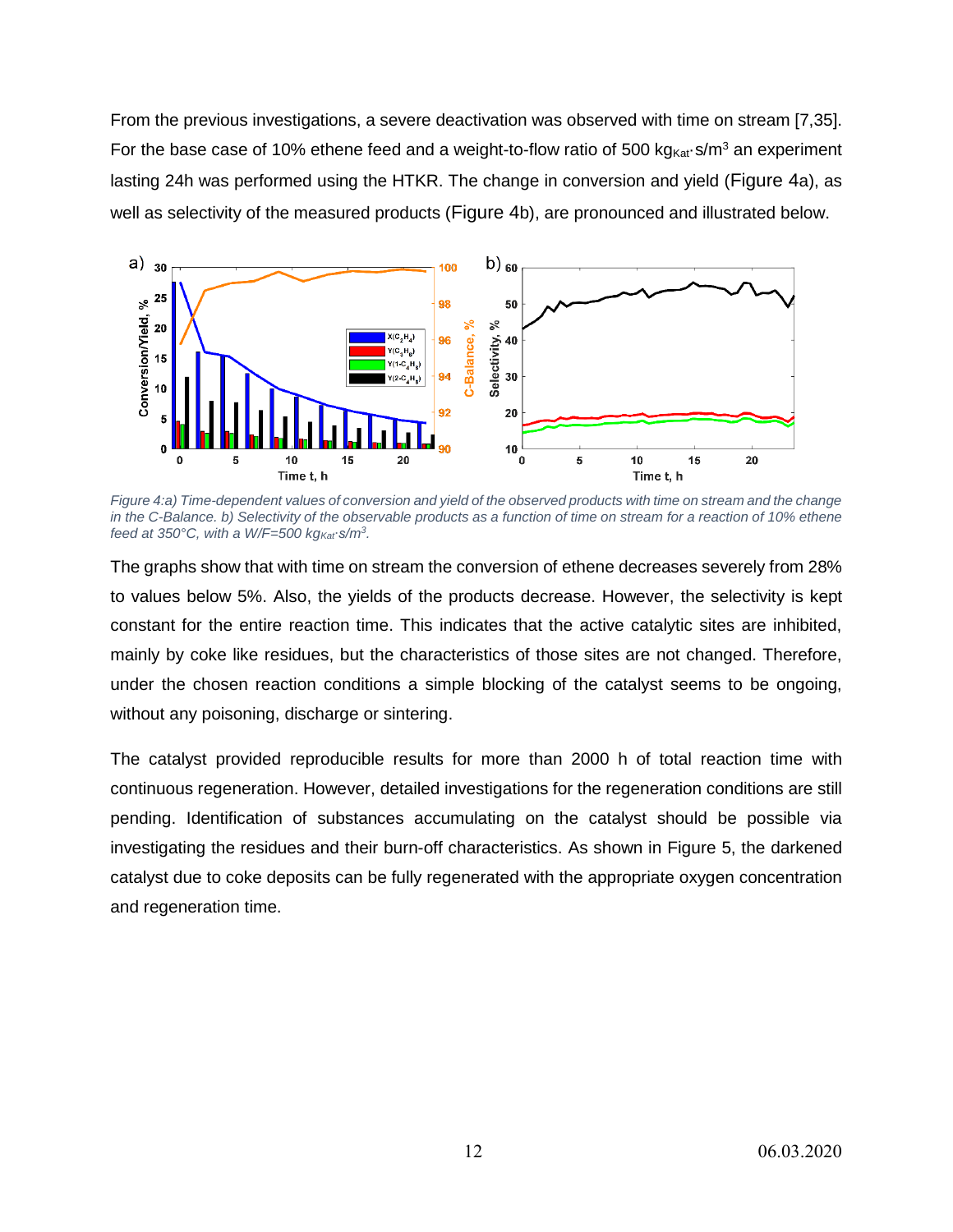From the previous investigations, a severe deactivation was observed with time on stream [7,35]. For the base case of 10% ethene feed and a weight-to-flow ratio of 500 $kg_{Kat} \cdot s/m^3$ an experiment lasting 24h was performed using the HTKR. The change in conversion and yield (Figure 4a), as well as selectivity of the measured products (Figure 4b), are pronounced and illustrated below.

*Figure 4:a) Time-dependent values of conversion and yield of the observed products with time on stream and the change in the C-Balance. b) Selectivity of the observable products as a function of time on stream for a reaction of 10% ethene feed at 350°C, with a W/F=500 $kg_{Kat} \cdot s/m^3$.*

The graphs show that with time on stream the conversion of ethene decreases severely from 28% to values below 5%. Also, the yields of the products decrease. However, the selectivity is kept constant for the entire reaction time. This indicates that the active catalytic sites are inhibited, mainly by coke like residues, but the characteristics of those sites are not changed. Therefore, under the chosen reaction conditions a simple blocking of the catalyst seems to be ongoing, without any poisoning, discharge or sintering.

The catalyst provided reproducible results for more than 2000 h of total reaction time with continuous regeneration. However, detailed investigations for the regeneration conditions are still pending. Identification of substances accumulating on the catalyst should be possible via investigating the residues and their burn-off characteristics. As shown in Figure 5, the darkened catalyst due to coke deposits can be fully regenerated with the appropriate oxygen concentration and regeneration time.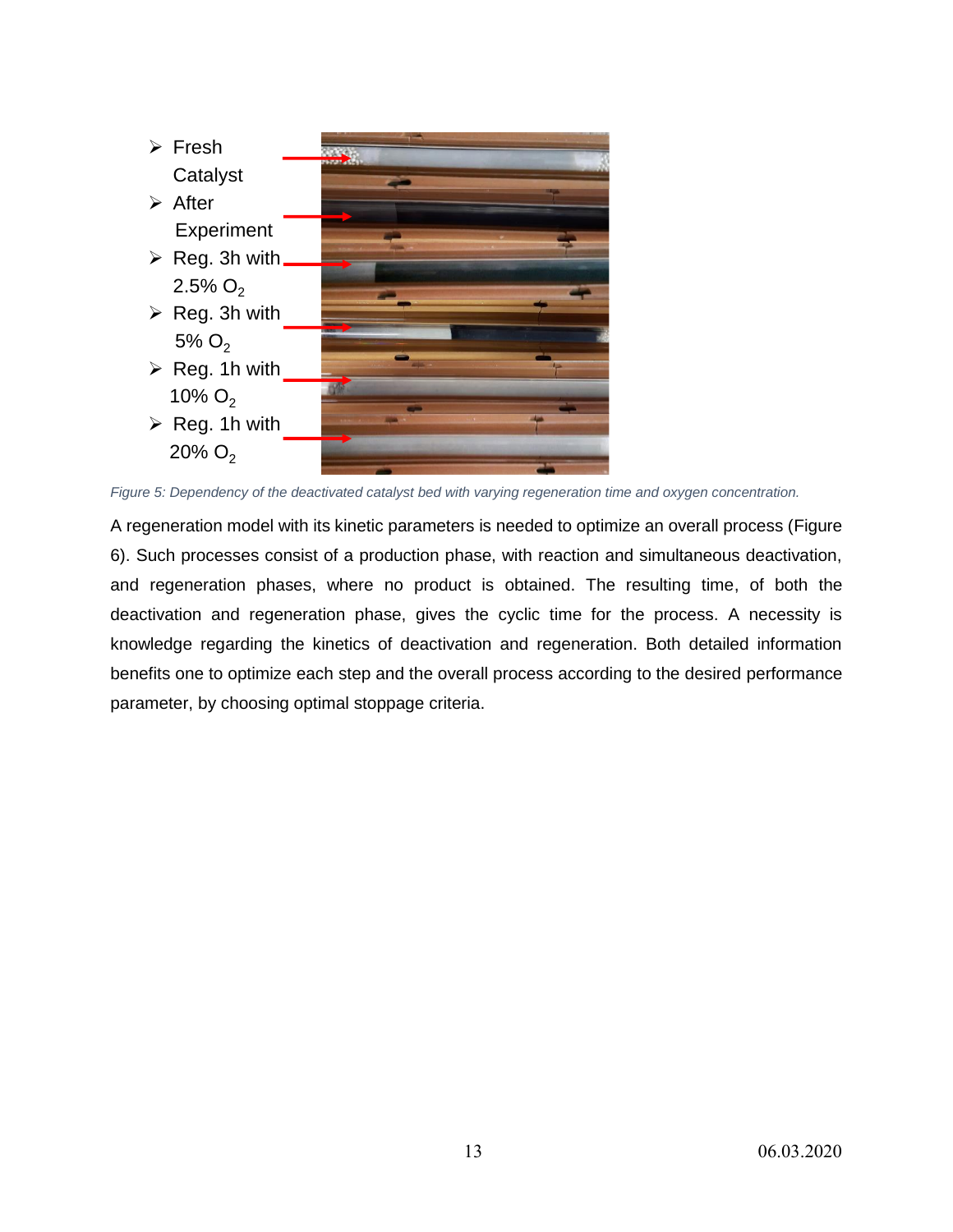- Fresh Catalyst
- After Experiment
- Reg. 3h with 2.5% $O_2$
- Reg. 3h with 5% $O_2$
- Reg. 1h with 10% $O_2$
- Reg. 1h with 20% $O_2$

*Figure 5: Dependency of the deactivated catalyst bed with varying regeneration time and oxygen concentration.*

A regeneration model with its kinetic parameters is needed to optimize an overall process (Figure 6). Such processes consist of a production phase, with reaction and simultaneous deactivation, and regeneration phases, where no product is obtained. The resulting time, of both the deactivation and regeneration phase, gives the cyclic time for the process. A necessity is knowledge regarding the kinetics of deactivation and regeneration. Both detailed information benefits one to optimize each step and the overall process according to the desired performance parameter, by choosing optimal stoppage criteria.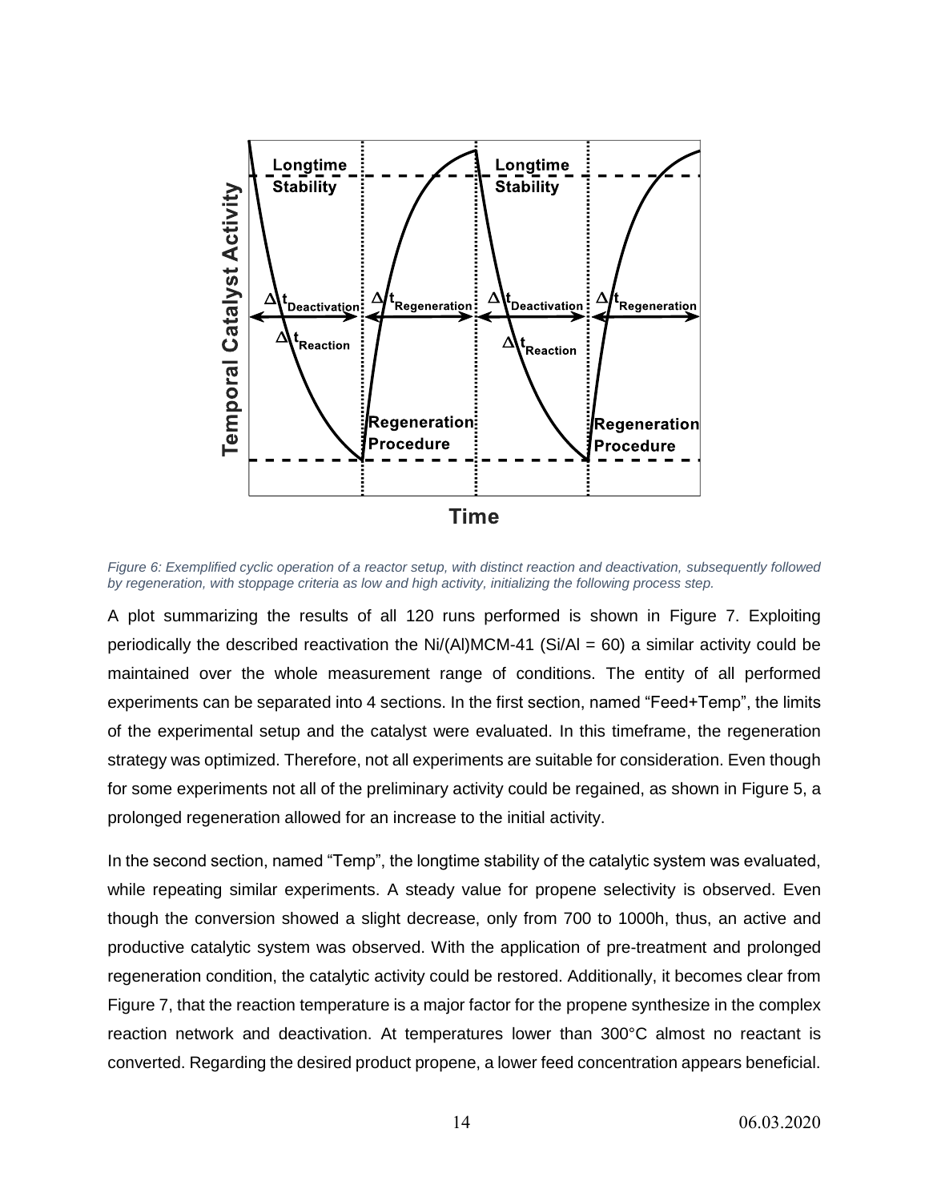*Figure 6: Exemplified cyclic operation of a reactor setup, with distinct reaction and deactivation, subsequently followed by regeneration, with stoppage criteria as low and high activity, initializing the following process step.*

A plot summarizing the results of all 120 runs performed is shown in Figure 7. Exploiting periodically the described reactivation the Ni/(Al)MCM-41 (Si/Al = 60) a similar activity could be maintained over the whole measurement range of conditions. The entity of all performed experiments can be separated into 4 sections. In the first section, named "Feed+Temp", the limits of the experimental setup and the catalyst were evaluated. In this timeframe, the regeneration strategy was optimized. Therefore, not all experiments are suitable for consideration. Even though for some experiments not all of the preliminary activity could be regained, as shown in Figure 5, a prolonged regeneration allowed for an increase to the initial activity.

In the second section, named "Temp", the longtime stability of the catalytic system was evaluated, while repeating similar experiments. A steady value for propene selectivity is observed. Even though the conversion showed a slight decrease, only from 700 to 1000h, thus, an active and productive catalytic system was observed. With the application of pre-treatment and prolonged regeneration condition, the catalytic activity could be restored. Additionally, it becomes clear from Figure 7, that the reaction temperature is a major factor for the propene synthesize in the complex reaction network and deactivation. At temperatures lower than 300°C almost no reactant is converted. Regarding the desired product propene, a lower feed concentration appears beneficial.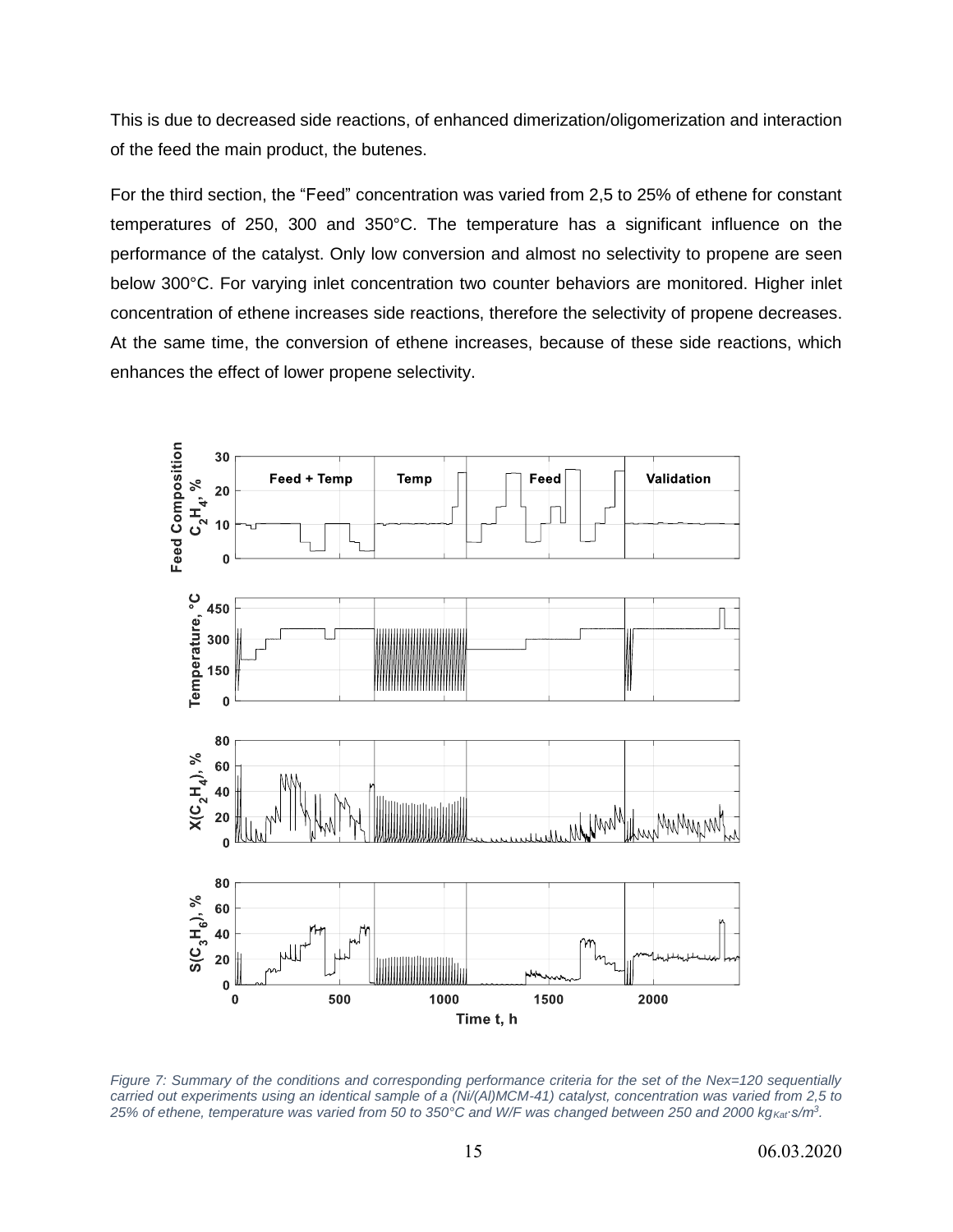This is due to decreased side reactions, of enhanced dimerization/oligomerization and interaction of the feed the main product, the butenes.

For the third section, the "Feed" concentration was varied from 2,5 to 25% of ethene for constant temperatures of 250, 300 and 350°C. The temperature has a significant influence on the performance of the catalyst. Only low conversion and almost no selectivity to propene are seen below 300°C. For varying inlet concentration two counter behaviors are monitored. Higher inlet concentration of ethene increases side reactions, therefore the selectivity of propene decreases. At the same time, the conversion of ethene increases, because of these side reactions, which enhances the effect of lower propene selectivity.

*Figure 7: Summary of the conditions and corresponding performance criteria for the set of the Nex=120 sequentially carried out experiments using an identical sample of a (Ni/(Al)MCM-41) catalyst, concentration was varied from 2,5 to 25% of ethene, temperature was varied from 50 to 350°C and W/F was changed between 250 and 2000 $kg_{Kat} \cdot s/m^3$.*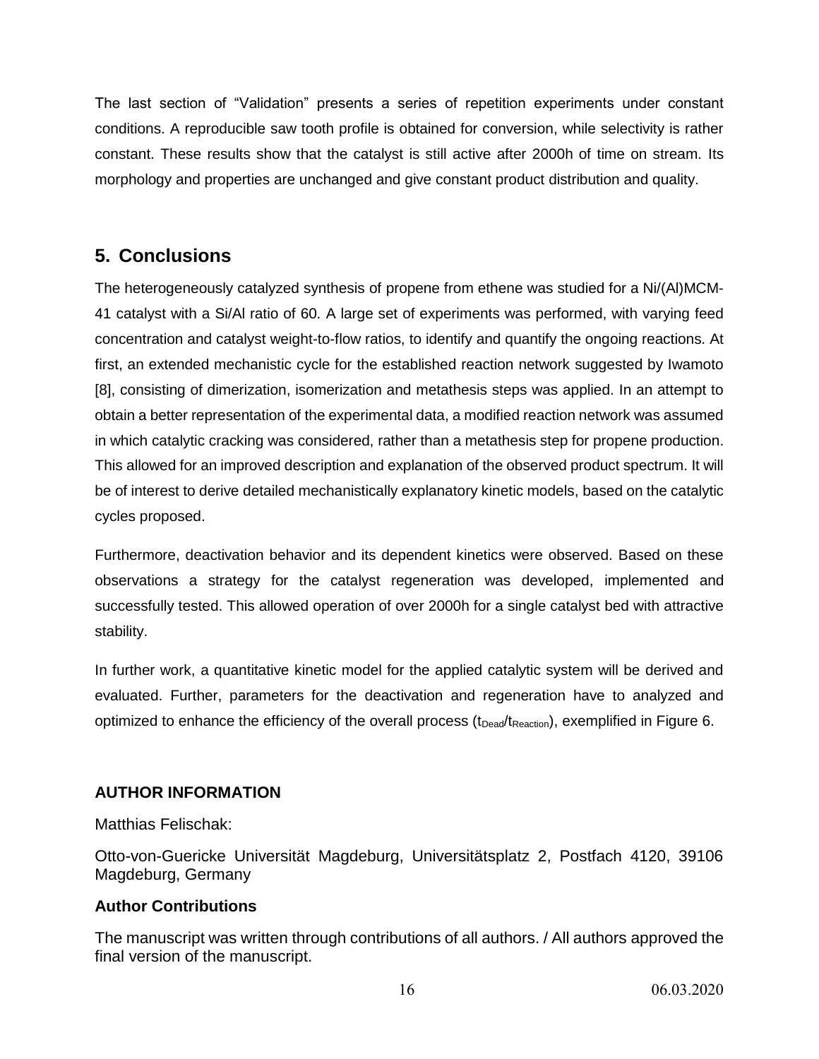The last section of "Validation" presents a series of repetition experiments under constant conditions. A reproducible saw tooth profile is obtained for conversion, while selectivity is rather constant. These results show that the catalyst is still active after 2000h of time on stream. Its morphology and properties are unchanged and give constant product distribution and quality.

## 5. Conclusions

The heterogeneously catalyzed synthesis of propene from ethene was studied for a Ni/(Al)MCM-41 catalyst with a Si/Al ratio of 60. A large set of experiments was performed, with varying feed concentration and catalyst weight-to-flow ratios, to identify and quantify the ongoing reactions. At first, an extended mechanistic cycle for the established reaction network suggested by Iwamoto [8], consisting of dimerization, isomerization and metathesis steps was applied. In an attempt to obtain a better representation of the experimental data, a modified reaction network was assumed in which catalytic cracking was considered, rather than a metathesis step for propene production. This allowed for an improved description and explanation of the observed product spectrum. It will be of interest to derive detailed mechanistically explanatory kinetic models, based on the catalytic cycles proposed.

Furthermore, deactivation behavior and its dependent kinetics were observed. Based on these observations a strategy for the catalyst regeneration was developed, implemented and successfully tested. This allowed operation of over 2000h for a single catalyst bed with attractive stability.

In further work, a quantitative kinetic model for the applied catalytic system will be derived and evaluated. Further, parameters for the deactivation and regeneration have to analyzed and optimized to enhance the efficiency of the overall process ($t_{Dead}/t_{Reaction}$), exemplified in Figure 6.

### AUTHOR INFORMATION

Matthias Felischak:

Otto-von-Guericke Universität Magdeburg, Universitätsplatz 2, Postfach 4120, 39106 Magdeburg, Germany

### Author Contributions

The manuscript was written through contributions of all authors. / All authors approved the final version of the manuscript.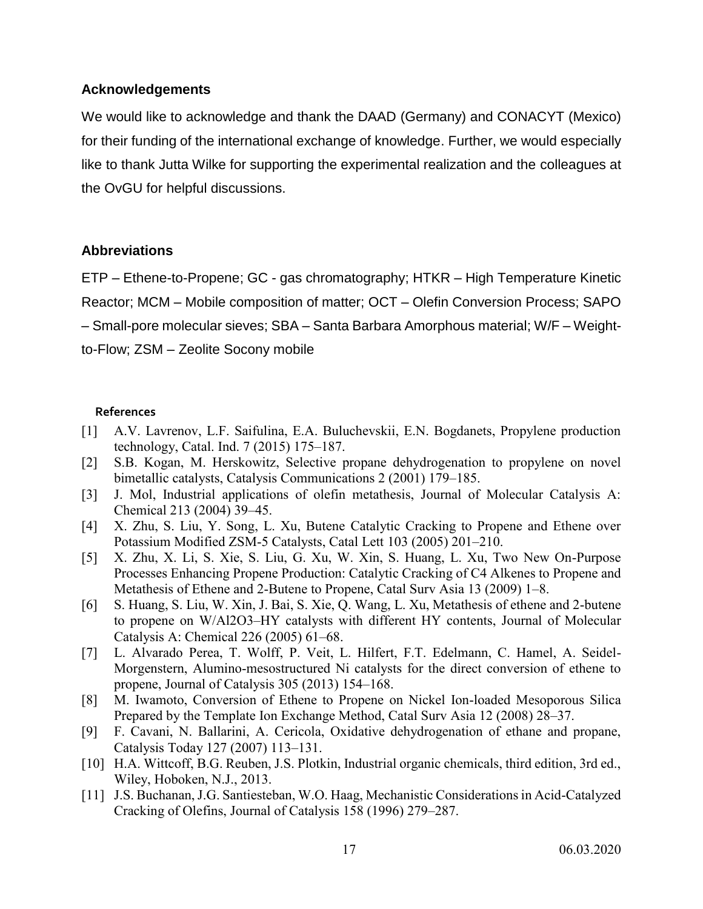## Acknowledgements

We would like to acknowledge and thank the DAAD (Germany) and CONACYT (Mexico) for their funding of the international exchange of knowledge. Further, we would especially like to thank Jutta Wilke for supporting the experimental realization and the colleagues at the OvGU for helpful discussions.

## Abbreviations

ETP – Ethene-to-Propene; GC - gas chromatography; HTKR – High Temperature Kinetic Reactor; MCM – Mobile composition of matter; OCT – Olefin Conversion Process; SAPO – Small-pore molecular sieves; SBA – Santa Barbara Amorphous material; W/F – Weight-to-Flow; ZSM – Zeolite Socony mobile

## References

[1] A.V. Lavrenov, L.F. Saifulina, E.A. Buluchevskii, E.N. Bogdanets, Propylene production technology, Catal. Ind. 7 (2015) 175–187.

[2] S.B. Kogan, M. Herskowitz, Selective propane dehydrogenation to propylene on novel bimetallic catalysts, Catalysis Communications 2 (2001) 179–185.

[3] J. Mol, Industrial applications of olefin metathesis, Journal of Molecular Catalysis A: Chemical 213 (2004) 39–45.

[4] X. Zhu, S. Liu, Y. Song, L. Xu, Butene Catalytic Cracking to Propene and Ethene over Potassium Modified ZSM-5 Catalysts, Catal Lett 103 (2005) 201–210.

[5] X. Zhu, X. Li, S. Xie, S. Liu, G. Xu, W. Xin, S. Huang, L. Xu, Two New On-Purpose Processes Enhancing Propene Production: Catalytic Cracking of C4 Alkenes to Propene and Metathesis of Ethene and 2-Butene to Propene, Catal Surv Asia 13 (2009) 1–8.

[6] S. Huang, S. Liu, W. Xin, J. Bai, S. Xie, Q. Wang, L. Xu, Metathesis of ethene and 2-butene to propene on W/Al2O3–HY catalysts with different HY contents, Journal of Molecular Catalysis A: Chemical 226 (2005) 61–68.

[7] L. Alvarado Perea, T. Wolff, P. Veit, L. Hilfert, F.T. Edelmann, C. Hamel, A. Seidel-Morgenstern, Alumino-mesostructured Ni catalysts for the direct conversion of ethene to propene, Journal of Catalysis 305 (2013) 154–168.

[8] M. Iwamoto, Conversion of Ethene to Propene on Nickel Ion-loaded Mesoporous Silica Prepared by the Template Ion Exchange Method, Catal Surv Asia 12 (2008) 28–37.

[9] F. Cavani, N. Ballarini, A. Cericola, Oxidative dehydrogenation of ethane and propane, Catalysis Today 127 (2007) 113–131.

[10] H.A. Wittcoff, B.G. Reuben, J.S. Plotkin, Industrial organic chemicals, third edition, 3rd ed., Wiley, Hoboken, N.J., 2013.

[11] J.S. Buchanan, J.G. Santiesteban, W.O. Haag, Mechanistic Considerations in Acid-Catalyzed Cracking of Olefins, Journal of Catalysis 158 (1996) 279–287.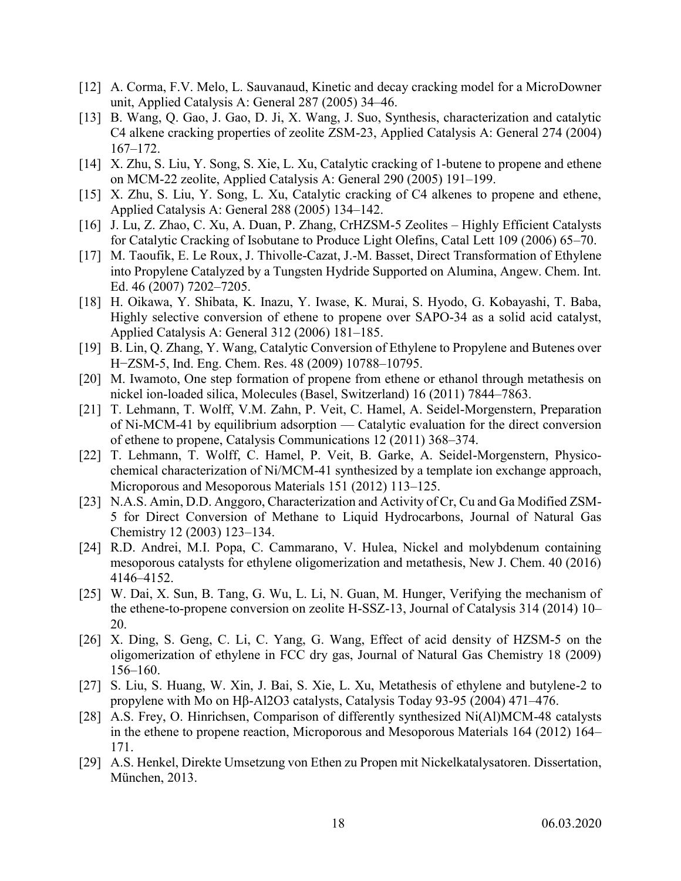[12] A. Corma, F.V. Melo, L. Sauvanaud, Kinetic and decay cracking model for a MicroDowner unit, Applied Catalysis A: General 287 (2005) 34–46.

[13] B. Wang, Q. Gao, J. Gao, D. Ji, X. Wang, J. Suo, Synthesis, characterization and catalytic C4 alkene cracking properties of zeolite ZSM-23, Applied Catalysis A: General 274 (2004) 167–172.

[14] X. Zhu, S. Liu, Y. Song, S. Xie, L. Xu, Catalytic cracking of 1-butene to propene and ethene on MCM-22 zeolite, Applied Catalysis A: General 290 (2005) 191–199.

[15] X. Zhu, S. Liu, Y. Song, L. Xu, Catalytic cracking of C4 alkenes to propene and ethene, Applied Catalysis A: General 288 (2005) 134–142.

[16] J. Lu, Z. Zhao, C. Xu, A. Duan, P. Zhang, CrHZSM-5 Zeolites – Highly Efficient Catalysts for Catalytic Cracking of Isobutane to Produce Light Olefins, Catal Lett 109 (2006) 65–70.

[17] M. Taoufik, E. Le Roux, J. Thivolle-Cazat, J.-M. Basset, Direct Transformation of Ethylene into Propylene Catalyzed by a Tungsten Hydride Supported on Alumina, Angew. Chem. Int. Ed. 46 (2007) 7202–7205.

[18] H. Oikawa, Y. Shibata, K. Inazu, Y. Iwase, K. Murai, S. Hyodo, G. Kobayashi, T. Baba, Highly selective conversion of ethene to propene over SAPO-34 as a solid acid catalyst, Applied Catalysis A: General 312 (2006) 181–185.

[19] B. Lin, Q. Zhang, Y. Wang, Catalytic Conversion of Ethylene to Propylene and Butenes over H−ZSM-5, Ind. Eng. Chem. Res. 48 (2009) 10788–10795.

[20] M. Iwamoto, One step formation of propene from ethene or ethanol through metathesis on nickel ion-loaded silica, Molecules (Basel, Switzerland) 16 (2011) 7844–7863.

[21] T. Lehmann, T. Wolff, V.M. Zahn, P. Veit, C. Hamel, A. Seidel-Morgenstern, Preparation of Ni-MCM-41 by equilibrium adsorption — Catalytic evaluation for the direct conversion of ethene to propene, Catalysis Communications 12 (2011) 368–374.

[22] T. Lehmann, T. Wolff, C. Hamel, P. Veit, B. Garke, A. Seidel-Morgenstern, Physico-chemical characterization of Ni/MCM-41 synthesized by a template ion exchange approach, Microporous and Mesoporous Materials 151 (2012) 113–125.

[23] N.A.S. Amin, D.D. Anggoro, Characterization and Activity of Cr, Cu and Ga Modified ZSM-5 for Direct Conversion of Methane to Liquid Hydrocarbons, Journal of Natural Gas Chemistry 12 (2003) 123–134.

[24] R.D. Andrei, M.I. Popa, C. Cammarano, V. Hulea, Nickel and molybdenum containing mesoporous catalysts for ethylene oligomerization and metathesis, New J. Chem. 40 (2016) 4146–4152.

[25] W. Dai, X. Sun, B. Tang, G. Wu, L. Li, N. Guan, M. Hunger, Verifying the mechanism of the ethene-to-propene conversion on zeolite H-SSZ-13, Journal of Catalysis 314 (2014) 10–20.

[26] X. Ding, S. Geng, C. Li, C. Yang, G. Wang, Effect of acid density of HZSM-5 on the oligomerization of ethylene in FCC dry gas, Journal of Natural Gas Chemistry 18 (2009) 156–160.

[27] S. Liu, S. Huang, W. Xin, J. Bai, S. Xie, L. Xu, Metathesis of ethylene and butylene-2 to propylene with Mo on Hβ-Al2O3 catalysts, Catalysis Today 93-95 (2004) 471–476.

[28] A.S. Frey, O. Hinrichsen, Comparison of differently synthesized Ni(Al)MCM-48 catalysts in the ethene to propene reaction, Microporous and Mesoporous Materials 164 (2012) 164–171.

[29] A.S. Henkel, Direkte Umsetzung von Ethen zu Propen mit Nickelkatalysatoren. Dissertation, München, 2013.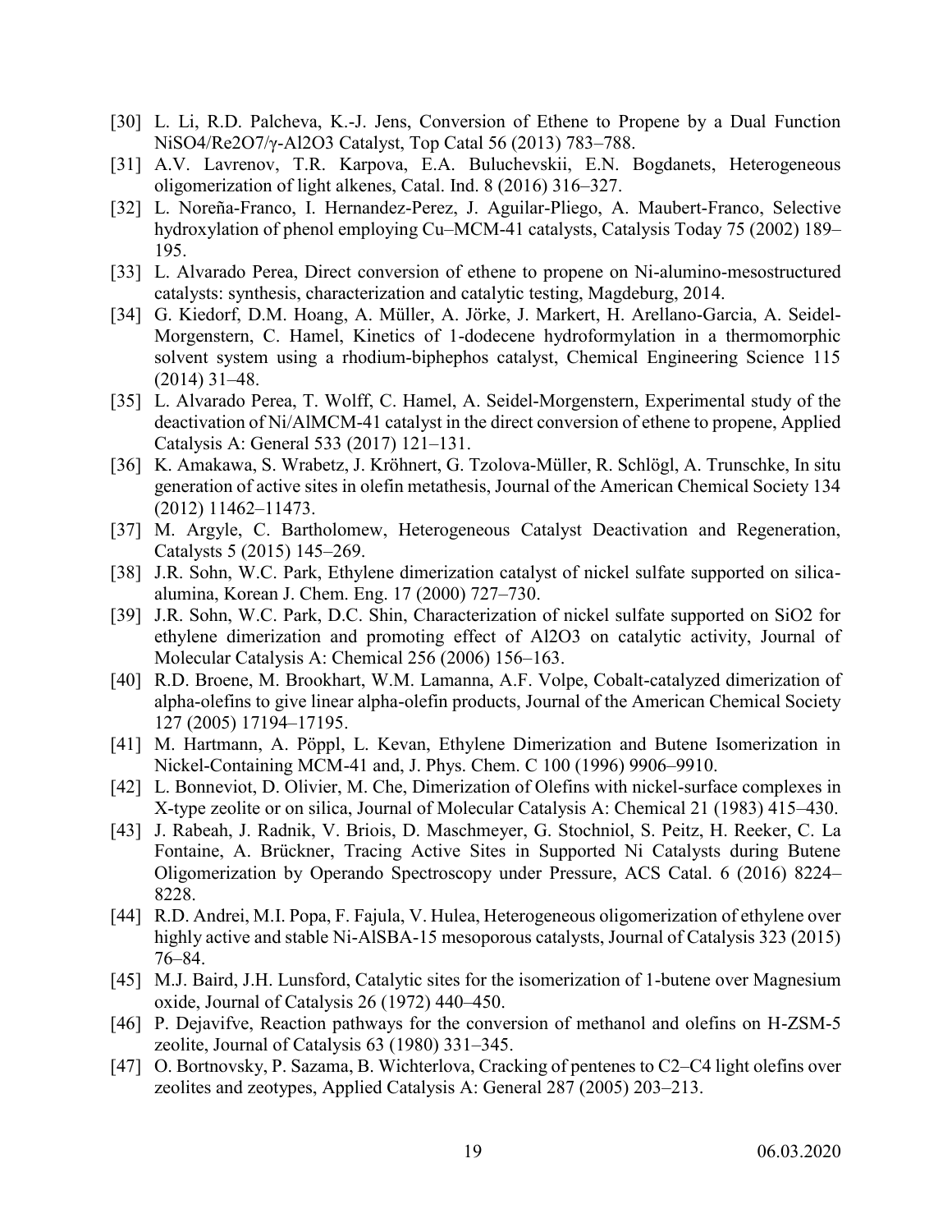- [30] L. Li, R.D. Palcheva, K.-J. Jens, Conversion of Ethene to Propene by a Dual Function $NiSO_4/Re_2O_7/\gamma$-$Al_2O_3$ Catalyst, Top Catal 56 (2013) 783–788.
- [31] A.V. Lavrenov, T.R. Karpova, E.A. Buluchevskii, E.N. Bogdanets, Heterogeneous oligomerization of light alkenes, Catal. Ind. 8 (2016) 316–327.
- [32] L. Noreña-Franco, I. Hernandez-Perez, J. Aguilar-Pliego, A. Maubert-Franco, Selective hydroxylation of phenol employing Cu–MCM-41 catalysts, Catalysis Today 75 (2002) 189–195.
- [33] L. Alvarado Perea, Direct conversion of ethene to propene on Ni-alumino-mesostructured catalysts: synthesis, characterization and catalytic testing, Magdeburg, 2014.
- [34] G. Kiedorf, D.M. Hoang, A. Müller, A. Jörke, J. Markert, H. Arellano-Garcia, A. Seidel-Morgenstern, C. Hamel, Kinetics of 1-dodecene hydroformylation in a thermomorphic solvent system using a rhodium-biphephos catalyst, Chemical Engineering Science 115 (2014) 31–48.
- [35] L. Alvarado Perea, T. Wolff, C. Hamel, A. Seidel-Morgenstern, Experimental study of the deactivation of Ni/AlMCM-41 catalyst in the direct conversion of ethene to propene, Applied Catalysis A: General 533 (2017) 121–131.
- [36] K. Amakawa, S. Wrabetz, J. Kröhnert, G. Tzolova-Müller, R. Schlögl, A. Trunschke, In situ generation of active sites in olefin metathesis, Journal of the American Chemical Society 134 (2012) 11462–11473.
- [37] M. Argyle, C. Bartholomew, Heterogeneous Catalyst Deactivation and Regeneration, Catalysts 5 (2015) 145–269.
- [38] J.R. Sohn, W.C. Park, Ethylene dimerization catalyst of nickel sulfate supported on silica-alumina, Korean J. Chem. Eng. 17 (2000) 727–730.
- [39] J.R. Sohn, W.C. Park, D.C. Shin, Characterization of nickel sulfate supported on $SiO_2$ for ethylene dimerization and promoting effect of $Al_2O_3$ on catalytic activity, Journal of Molecular Catalysis A: Chemical 256 (2006) 156–163.
- [40] R.D. Broene, M. Brookhart, W.M. Lamanna, A.F. Volpe, Cobalt-catalyzed dimerization of alpha-olefins to give linear alpha-olefin products, Journal of the American Chemical Society 127 (2005) 17194–17195.
- [41] M. Hartmann, A. Pöppl, L. Kevan, Ethylene Dimerization and Butene Isomerization in Nickel-Containing MCM-41 and, J. Phys. Chem. C 100 (1996) 9906–9910.
- [42] L. Bonneviot, D. Olivier, M. Che, Dimerization of Olefins with nickel-surface complexes in X-type zeolite or on silica, Journal of Molecular Catalysis A: Chemical 21 (1983) 415–430.
- [43] J. Rabeah, J. Radnik, V. Briois, D. Maschmeyer, G. Stochniol, S. Peitz, H. Reeker, C. La Fontaine, A. Brückner, Tracing Active Sites in Supported Ni Catalysts during Butene Oligomerization by Operando Spectroscopy under Pressure, ACS Catal. 6 (2016) 8224–8228.
- [44] R.D. Andrei, M.I. Popa, F. Fajula, V. Hulea, Heterogeneous oligomerization of ethylene over highly active and stable Ni-AlSBA-15 mesoporous catalysts, Journal of Catalysis 323 (2015) 76–84.
- [45] M.J. Baird, J.H. Lunsford, Catalytic sites for the isomerization of 1-butene over Magnesium oxide, Journal of Catalysis 26 (1972) 440–450.
- [46] P. Dejavifve, Reaction pathways for the conversion of methanol and olefins on H-ZSM-5 zeolite, Journal of Catalysis 63 (1980) 331–345.
- [47] O. Bortnovsky, P. Sazama, B. Wichterlova, Cracking of pentenes to C2–C4 light olefins over zeolites and zeotypes, Applied Catalysis A: General 287 (2005) 203–213.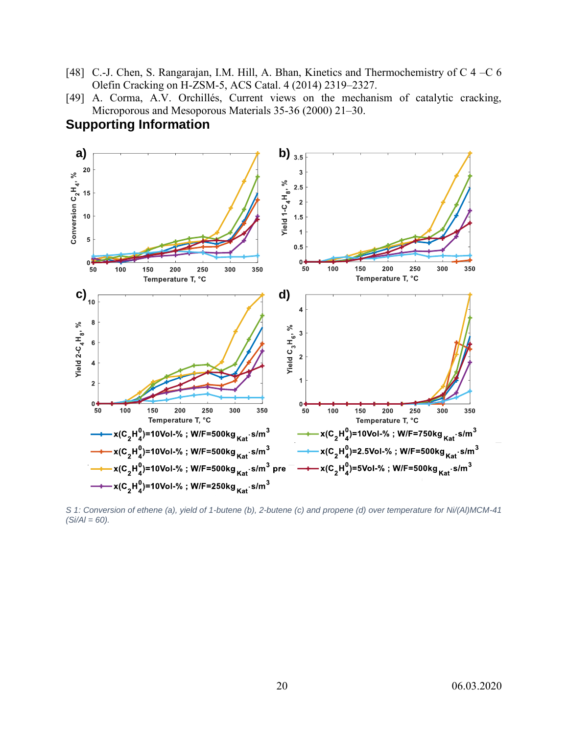[48] C.-J. Chen, S. Rangarajan, I.M. Hill, A. Bhan, Kinetics and Thermochemistry of C 4 –C 6 Olefin Cracking on H-ZSM-5, ACS Catal. 4 (2014) 2319–2327.

[49] A. Corma, A.V. Orchillés, Current views on the mechanism of catalytic cracking, Microporous and Mesoporous Materials 35-36 (2000) 21–30.

## Supporting Information

a)
Conversion $C_2H_4$, %
0
5
10
15
20
50 100 150 200 250 300 350
Temperature T, °C

b)
Yield 1-$C_4H_8$, %
0
0.5
1
1.5
2
2.5
3
3.5
50 100 150 200 250 300 350
Temperature T, °C

c)
Yield 2-$C_4H_8$, %
0
2
4
6
8
10
50 100 150 200 250 300 350
Temperature T, °C

d)
Yield $C_3H_6$, %
0
1
2
3
4
50 100 150 200 250 300 350
Temperature T, °C

$x(C_2H_4^0)$=10Vol-% ; W/F=500$kg_{Kat}\cdot s/m^3$
$x(C_2H_4^0)$=10Vol-% ; W/F=750$kg_{Kat}\cdot s/m^3$
$x(C_2H_4^0)$=10Vol-% ; W/F=500$kg_{Kat}\cdot s/m^3$
$x(C_2H_4^0)$=2.5Vol-% ; W/F=500$kg_{Kat}\cdot s/m^3$
$x(C_2H_4^0)$=10Vol-% ; W/F=500$kg_{Kat}\cdot s/m^3$ pre
$x(C_2H_4^0)$=5Vol-% ; W/F=500$kg_{Kat}\cdot s/m^3$
$x(C_2H_4^0)$=10Vol-% ; W/F=250$kg_{Kat}\cdot s/m^3$

*S 1: Conversion of ethene (a), yield of 1-butene (b), 2-butene (c) and propene (d) over temperature for Ni/(Al)MCM-41 (Si/Al = 60).*